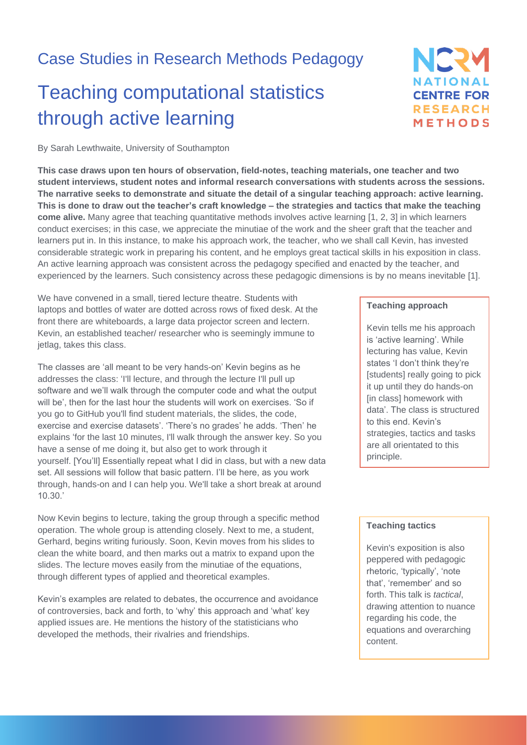Case Studies in Research Methods Pedagogy

# Teaching computational statistics through active learning

By Sarah Lewthwaite, University of Southampton

**This case draws upon ten hours of observation, field-notes, teaching materials, one teacher and two student interviews, student notes and informal research conversations with students across the sessions. The narrative seeks to demonstrate and situate the detail of a singular teaching approach: active learning. This is done to draw out the teacher's craft knowledge – the strategies and tactics that make the teaching come alive.** Many agree that teaching quantitative methods involves active learning [1, 2, 3] in which learners conduct exercises; in this case, we appreciate the minutiae of the work and the sheer graft that the teacher and learners put in. In this instance, to make his approach work, the teacher, who we shall call Kevin, has invested considerable strategic work in preparing his content, and he employs great tactical skills in his exposition in class. An active learning approach was consistent across the pedagogy specified and enacted by the teacher, and experienced by the learners. Such consistency across these pedagogic dimensions is by no means inevitable [1].

We have convened in a small, tiered lecture theatre. Students with laptops and bottles of water are dotted across rows of fixed desk. At the front there are whiteboards, a large data projector screen and lectern. Kevin, an established teacher/ researcher who is seemingly immune to jetlag, takes this class.

The classes are 'all meant to be very hands-on' Kevin begins as he addresses the class: 'I'll lecture, and through the lecture I'll pull up software and we'll walk through the computer code and what the output will be', then for the last hour the students will work on exercises. 'So if you go to GitHub you'll find student materials, the slides, the code, exercise and exercise datasets'. 'There's no grades' he adds. 'Then' he explains 'for the last 10 minutes, I'll walk through the answer key. So you have a sense of me doing it, but also get to work through it yourself. [You'll] Essentially repeat what I did in class, but with a new data set. All sessions will follow that basic pattern. I'll be here, as you work through, hands-on and I can help you. We'll take a short break at around 10.30.'

Now Kevin begins to lecture, taking the group through a specific method operation. The whole group is attending closely. Next to me, a student, Gerhard, begins writing furiously. Soon, Kevin moves from his slides to clean the white board, and then marks out a matrix to expand upon the slides. The lecture moves easily from the minutiae of the equations, through different types of applied and theoretical examples.

Kevin's examples are related to debates, the occurrence and avoidance of controversies, back and forth, to 'why' this approach and 'what' key applied issues are. He mentions the history of the statisticians who developed the methods, their rivalries and friendships.

**Teaching approach**

Kevin tells me his approach is 'active learning'. While lecturing has value, Kevin states 'I don't think they're [students] really going to pick it up until they do hands-on [in class] homework with data'. The class is structured to this end. Kevin's strategies, tactics and tasks are all orientated to this principle.

**Teaching tactics**

Kevin's exposition is also peppered with pedagogic rhetoric, 'typically', 'note that', 'remember' and so forth. This talk is *tactical*, drawing attention to nuance regarding his code, the equations and overarching content.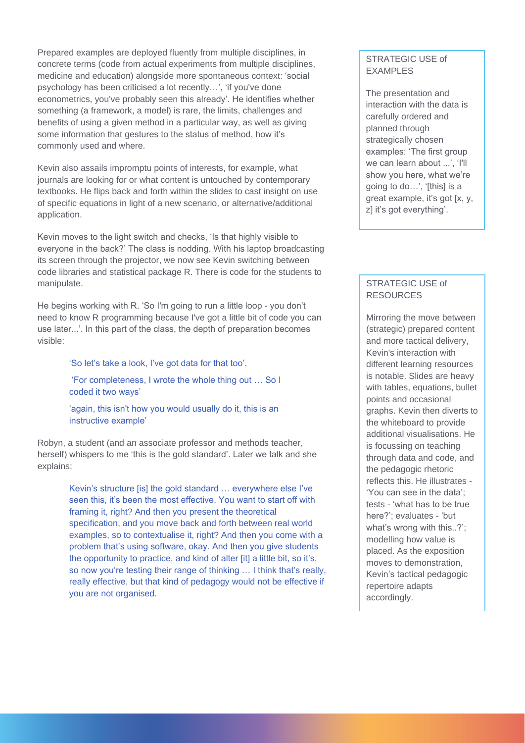Prepared examples are deployed fluently from multiple disciplines, in concrete terms (code from actual experiments from multiple disciplines, medicine and education) alongside more spontaneous context: 'social psychology has been criticised a lot recently…', 'if you've done econometrics, you've probably seen this already'. He identifies whether something (a framework, a model) is rare, the limits, challenges and benefits of using a given method in a particular way, as well as giving some information that gestures to the status of method, how it's commonly used and where.

Kevin also assails impromptu points of interests, for example, what journals are looking for or what content is untouched by contemporary textbooks. He flips back and forth within the slides to cast insight on use of specific equations in light of a new scenario, or alternative/additional application.

Kevin moves to the light switch and checks, 'Is that highly visible to everyone in the back?' The class is nodding. With his laptop broadcasting its screen through the projector, we now see Kevin switching between code libraries and statistical package R. There is code for the students to manipulate.

He begins working with R. 'So I'm going to run a little loop - you don't need to know R programming because I've got a little bit of code you can use later...'. In this part of the class, the depth of preparation becomes visible:

> 'So let's take a look, I've got data for that too'.
>
> 'For completeness, I wrote the whole thing out … So I coded it two ways'
>
> 'again, this isn't how you would usually do it, this is an instructive example'

Robyn, a student (and an associate professor and methods teacher, herself) whispers to me 'this is the gold standard'. Later we talk and she explains:

> Kevin's structure [is] the gold standard … everywhere else I've seen this, it's been the most effective. You want to start off with framing it, right? And then you present the theoretical specification, and you move back and forth between real world examples, so to contextualise it, right? And then you come with a problem that's using software, okay. And then you give students the opportunity to practice, and kind of alter [it] a little bit, so it's, so now you're testing their range of thinking … I think that's really, really effective, but that kind of pedagogy would not be effective if you are not organised.

**STRATEGIC USE of EXAMPLES**

The presentation and interaction with the data is carefully ordered and planned through strategically chosen examples: 'The first group we can learn about ...', 'I'll show you here, what we're going to do…', '[this] is a great example, it's got [x, y, z] it's got everything'.

**STRATEGIC USE of RESOURCES**

Mirroring the move between (strategic) prepared content and more tactical delivery, Kevin's interaction with different learning resources is notable. Slides are heavy with tables, equations, bullet points and occasional graphs. Kevin then diverts to the whiteboard to provide additional visualisations. He is focussing on teaching through data and code, and the pedagogic rhetoric reflects this. He illustrates - 'You can see in the data'; tests - 'what has to be true here?'; evaluates - 'but what's wrong with this..?'; modelling how value is placed. As the exposition moves to demonstration, Kevin's tactical pedagogic repertoire adapts accordingly.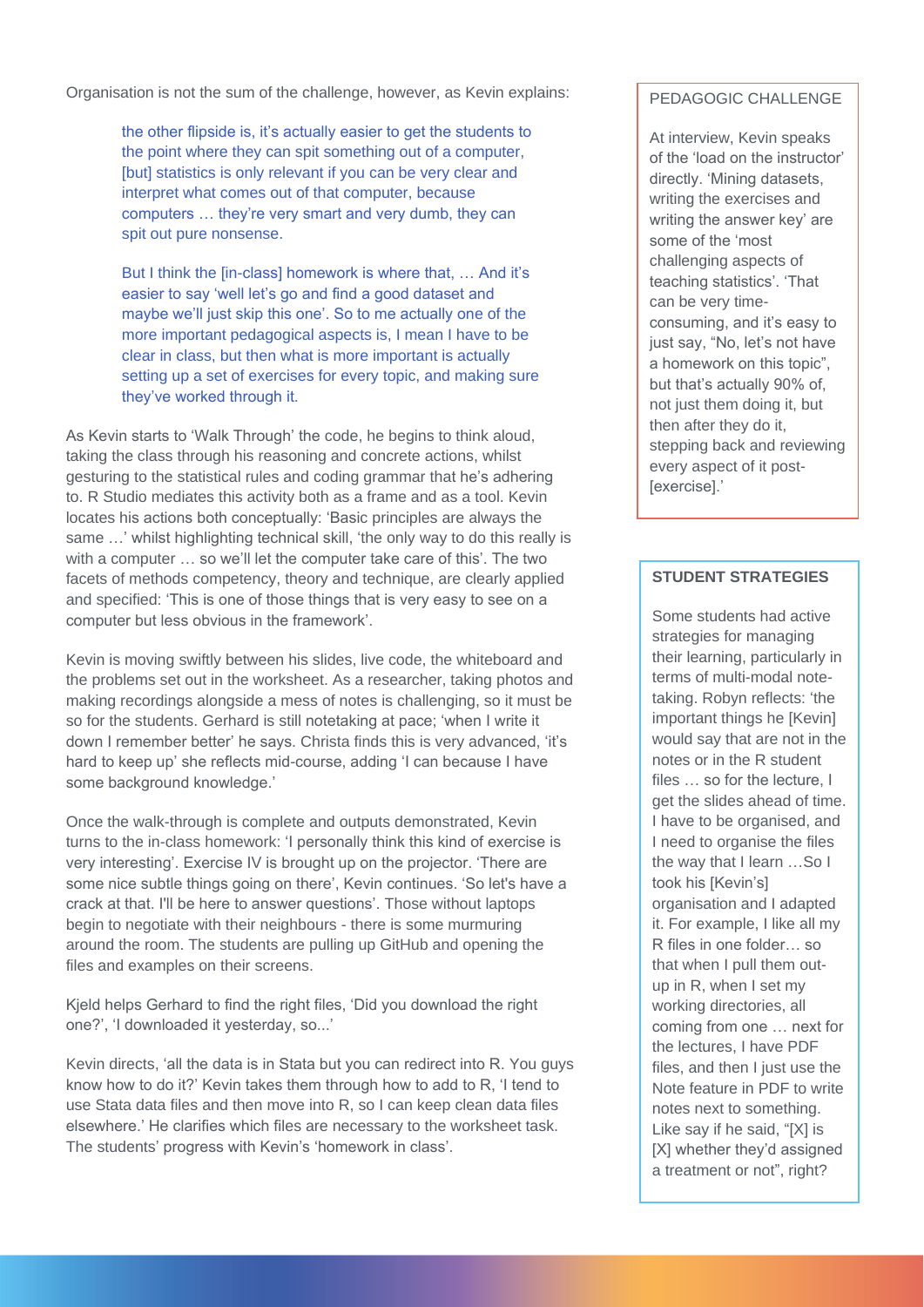Organisation is not the sum of the challenge, however, as Kevin explains:

> the other flipside is, it's actually easier to get the students to the point where they can spit something out of a computer, [but] statistics is only relevant if you can be very clear and interpret what comes out of that computer, because computers … they're very smart and very dumb, they can spit out pure nonsense.
>
> But I think the [in-class] homework is where that, … And it's easier to say 'well let's go and find a good dataset and maybe we'll just skip this one'. So to me actually one of the more important pedagogical aspects is, I mean I have to be clear in class, but then what is more important is actually setting up a set of exercises for every topic, and making sure they've worked through it.

As Kevin starts to 'Walk Through' the code, he begins to think aloud, taking the class through his reasoning and concrete actions, whilst gesturing to the statistical rules and coding grammar that he's adhering to. R Studio mediates this activity both as a frame and as a tool. Kevin locates his actions both conceptually: 'Basic principles are always the same …' whilst highlighting technical skill, 'the only way to do this really is with a computer … so we'll let the computer take care of this'. The two facets of methods competency, theory and technique, are clearly applied and specified: 'This is one of those things that is very easy to see on a computer but less obvious in the framework'.

Kevin is moving swiftly between his slides, live code, the whiteboard and the problems set out in the worksheet. As a researcher, taking photos and making recordings alongside a mess of notes is challenging, so it must be so for the students. Gerhard is still notetaking at pace; 'when I write it down I remember better' he says. Christa finds this is very advanced, 'it's hard to keep up' she reflects mid-course, adding 'I can because I have some background knowledge.'

Once the walk-through is complete and outputs demonstrated, Kevin turns to the in-class homework: 'I personally think this kind of exercise is very interesting'. Exercise IV is brought up on the projector. 'There are some nice subtle things going on there', Kevin continues. 'So let's have a crack at that. I'll be here to answer questions'. Those without laptops begin to negotiate with their neighbours - there is some murmuring around the room. The students are pulling up GitHub and opening the files and examples on their screens.

Kjeld helps Gerhard to find the right files, 'Did you download the right one?', 'I downloaded it yesterday, so...'

Kevin directs, 'all the data is in Stata but you can redirect into R. You guys know how to do it?' Kevin takes them through how to add to R, 'I tend to use Stata data files and then move into R, so I can keep clean data files elsewhere.' He clarifies which files are necessary to the worksheet task. The students' progress with Kevin's 'homework in class'.

### PEDAGOGIC CHALLENGE

At interview, Kevin speaks of the 'load on the instructor' directly. 'Mining datasets, writing the exercises and writing the answer key' are some of the 'most challenging aspects of teaching statistics'. 'That can be very time-consuming, and it's easy to just say, "No, let's not have a homework on this topic", but that's actually 90% of, not just them doing it, but then after they do it, stepping back and reviewing every aspect of it post-[exercise].'

### STUDENT STRATEGIES

Some students had active strategies for managing their learning, particularly in terms of multi-modal note-taking. Robyn reflects: 'the important things he [Kevin] would say that are not in the notes or in the R student files … so for the lecture, I get the slides ahead of time. I have to be organised, and I need to organise the files the way that I learn …So I took his [Kevin's] organisation and I adapted it. For example, I like all my R files in one folder… so that when I pull them out-up in R, when I set my working directories, all coming from one … next for the lectures, I have PDF files, and then I just use the Note feature in PDF to write notes next to something. Like say if he said, "[X] is [X] whether they'd assigned a treatment or not", right?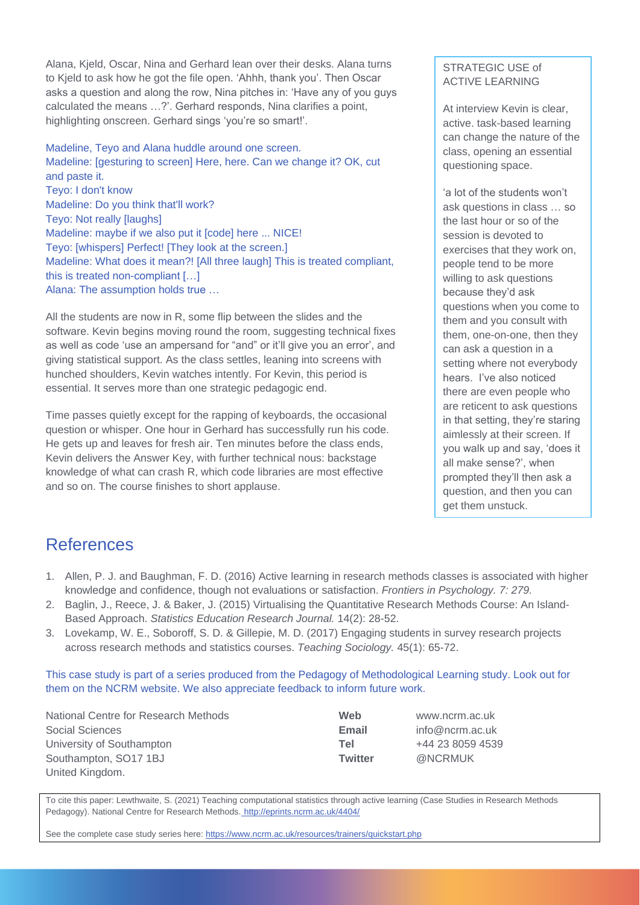Alana, Kjeld, Oscar, Nina and Gerhard lean over their desks. Alana turns to Kjeld to ask how he got the file open. 'Ahhh, thank you'. Then Oscar asks a question and along the row, Nina pitches in: 'Have any of you guys calculated the means …?'. Gerhard responds, Nina clarifies a point, highlighting onscreen. Gerhard sings 'you're so smart!'.

Madeline, Teyo and Alana huddle around one screen.
Madeline: [gesturing to screen] Here, here. Can we change it? OK, cut and paste it.
Teyo: I don't know
Madeline: Do you think that'll work?
Teyo: Not really [laughs]
Madeline: maybe if we also put it [code] here ... NICE!
Teyo: [whispers] Perfect! [They look at the screen.]
Madeline: What does it mean?! [All three laugh] This is treated compliant, this is treated non-compliant […]
Alana: The assumption holds true …

All the students are now in R, some flip between the slides and the software. Kevin begins moving round the room, suggesting technical fixes as well as code 'use an ampersand for "and" or it'll give you an error', and giving statistical support. As the class settles, leaning into screens with hunched shoulders, Kevin watches intently. For Kevin, this period is essential. It serves more than one strategic pedagogic end.

Time passes quietly except for the rapping of keyboards, the occasional question or whisper. One hour in Gerhard has successfully run his code. He gets up and leaves for fresh air. Ten minutes before the class ends, Kevin delivers the Answer Key, with further technical nous: backstage knowledge of what can crash R, which code libraries are most effective and so on. The course finishes to short applause.

STRATEGIC USE of ACTIVE LEARNING

At interview Kevin is clear, active. task-based learning can change the nature of the class, opening an essential questioning space.

'a lot of the students won't ask questions in class … so the last hour or so of the session is devoted to exercises that they work on, people tend to be more willing to ask questions because they'd ask questions when you come to them and you consult with them, one-on-one, then they can ask a question in a setting where not everybody hears. I've also noticed there are even people who are reticent to ask questions in that setting, they're staring aimlessly at their screen. If you walk up and say, 'does it all make sense?', when prompted they'll then ask a question, and then you can get them unstuck.

# References

1. Allen, P. J. and Baughman, F. D. (2016) Active learning in research methods classes is associated with higher knowledge and confidence, though not evaluations or satisfaction. *Frontiers in Psychology. 7: 279.*
2. Baglin, J., Reece, J. & Baker, J. (2015) Virtualising the Quantitative Research Methods Course: An Island-Based Approach. *Statistics Education Research Journal.* 14(2): 28-52.
3. Lovekamp, W. E., Soboroff, S. D. & Gillepie, M. D. (2017) Engaging students in survey research projects across research methods and statistics courses. *Teaching Sociology.* 45(1): 65-72.

This case study is part of a series produced from the Pedagogy of Methodological Learning study. Look out for them on the NCRM website. We also appreciate feedback to inform future work.

National Centre for Research Methods
Social Sciences
University of Southampton
Southampton, SO17 1BJ
United Kingdom.

**Web** www.ncrm.ac.uk
**Email** info@ncrm.ac.uk
**Tel** +44 23 8059 4539
**Twitter** @NCRMUK

To cite this paper: Lewthwaite, S. (2021) Teaching computational statistics through active learning (Case Studies in Research Methods Pedagogy). National Centre for Research Methods. http://eprints.ncrm.ac.uk/4404/

See the complete case study series here: https://www.ncrm.ac.uk/resources/trainers/quickstart.php